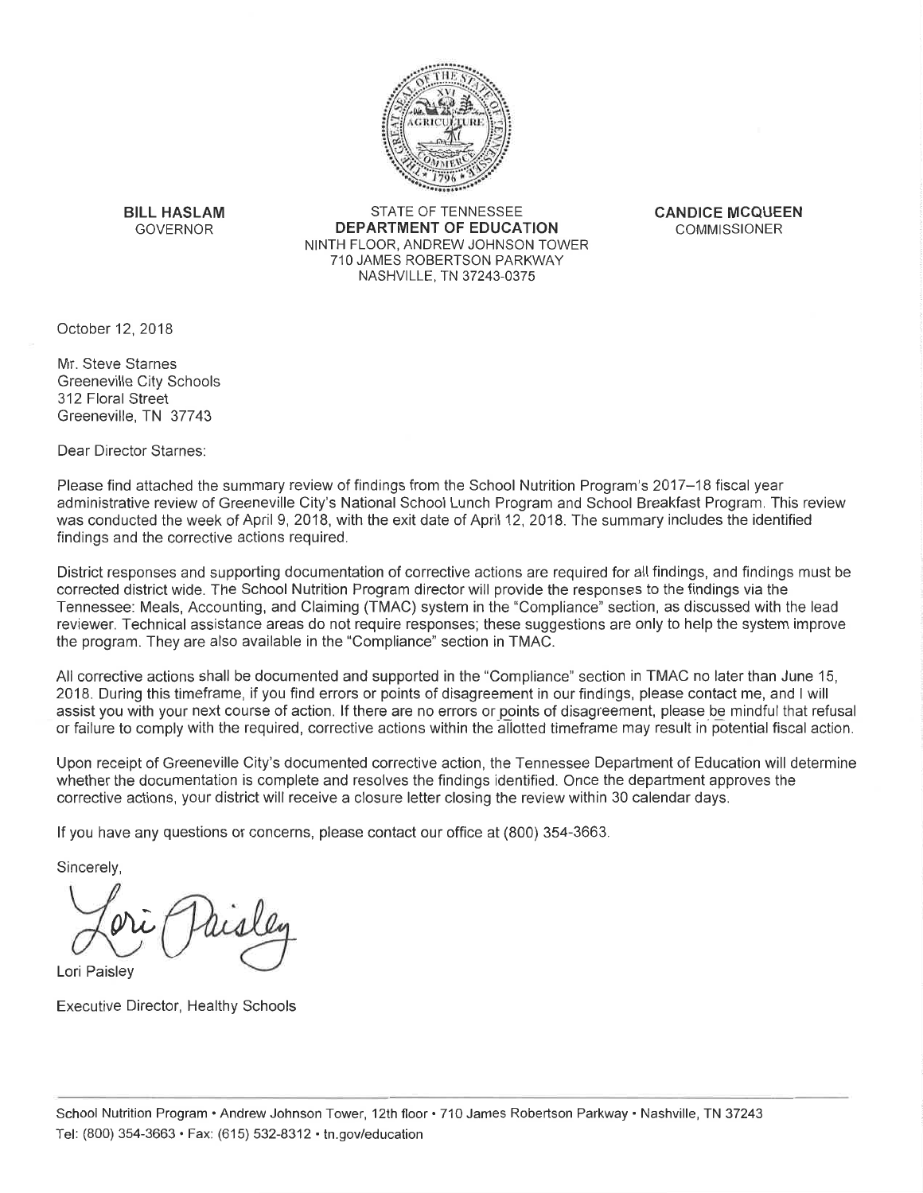**BILL HASLAM**
GOVERNOR

STATE OF TENNESSEE
**DEPARTMENT OF EDUCATION**
NINTH FLOOR, ANDREW JOHNSON TOWER
710 JAMES ROBERTSON PARKWAY
NASHVILLE, TN 37243-0375

**CANDICE MCQUEEN**
COMMISSIONER

October 12, 2018

Mr. Steve Starnes
Greeneville City Schools
312 Floral Street
Greeneville, TN 37743

Dear Director Starnes:

Please find attached the summary review of findings from the School Nutrition Program's 2017–18 fiscal year administrative review of Greeneville City's National School Lunch Program and School Breakfast Program. This review was conducted the week of April 9, 2018, with the exit date of April 12, 2018. The summary includes the identified findings and the corrective actions required.

District responses and supporting documentation of corrective actions are required for all findings, and findings must be corrected district wide. The School Nutrition Program director will provide the responses to the findings via the Tennessee: Meals, Accounting, and Claiming (TMAC) system in the "Compliance" section, as discussed with the lead reviewer. Technical assistance areas do not require responses; these suggestions are only to help the system improve the program. They are also available in the "Compliance" section in TMAC.

All corrective actions shall be documented and supported in the "Compliance" section in TMAC no later than June 15, 2018. During this timeframe, if you find errors or points of disagreement in our findings, please contact me, and I will assist you with your next course of action. If there are no errors or points of disagreement, please be mindful that refusal or failure to comply with the required, corrective actions within the allotted timeframe may result in potential fiscal action.

Upon receipt of Greeneville City's documented corrective action, the Tennessee Department of Education will determine whether the documentation is complete and resolves the findings identified. Once the department approves the corrective actions, your district will receive a closure letter closing the review within 30 calendar days.

If you have any questions or concerns, please contact our office at (800) 354-3663.

Sincerely,

Lori Paisley

Executive Director, Healthy Schools

School Nutrition Program • Andrew Johnson Tower, 12th floor • 710 James Robertson Parkway • Nashville, TN 37243
Tel: (800) 354-3663 • Fax: (615) 532-8312 • tn.gov/education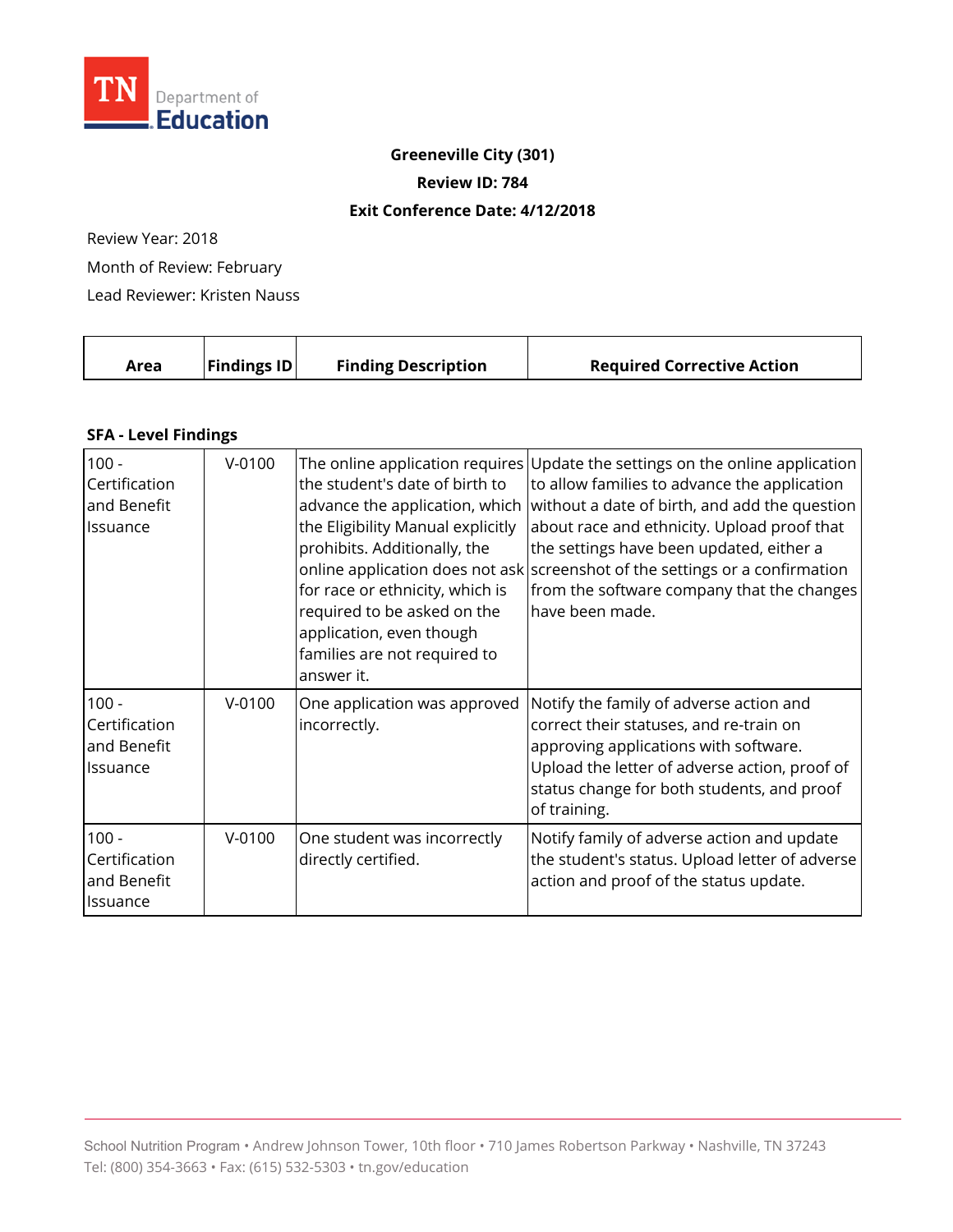**Greeneville City (301)**

**Review ID: 784**

**Exit Conference Date: 4/12/2018**

Review Year: 2018

Month of Review: February

Lead Reviewer: Kristen Nauss

| Area | Findings ID | Finding Description | Required Corrective Action |
|---|---|---|---|
| **SFA - Level Findings** | | | |
| 100 - Certification and Benefit Issuance | V-0100 | The online application requires the student's date of birth to advance the application, which the Eligibility Manual explicitly prohibits. Additionally, the online application does not ask for race or ethnicity, which is required to be asked on the application, even though families are not required to answer it. | Update the settings on the online application to allow families to advance the application without a date of birth, and add the question about race and ethnicity. Upload proof that the settings have been updated, either a screenshot of the settings or a confirmation from the software company that the changes have been made. |
| 100 - Certification and Benefit Issuance | V-0100 | One application was approved incorrectly. | Notify the family of adverse action and correct their statuses, and re-train on approving applications with software. Upload the letter of adverse action, proof of status change for both students, and proof of training. |
| 100 - Certification and Benefit Issuance | V-0100 | One student was incorrectly directly certified. | Notify family of adverse action and update the student's status. Upload letter of adverse action and proof of the status update. |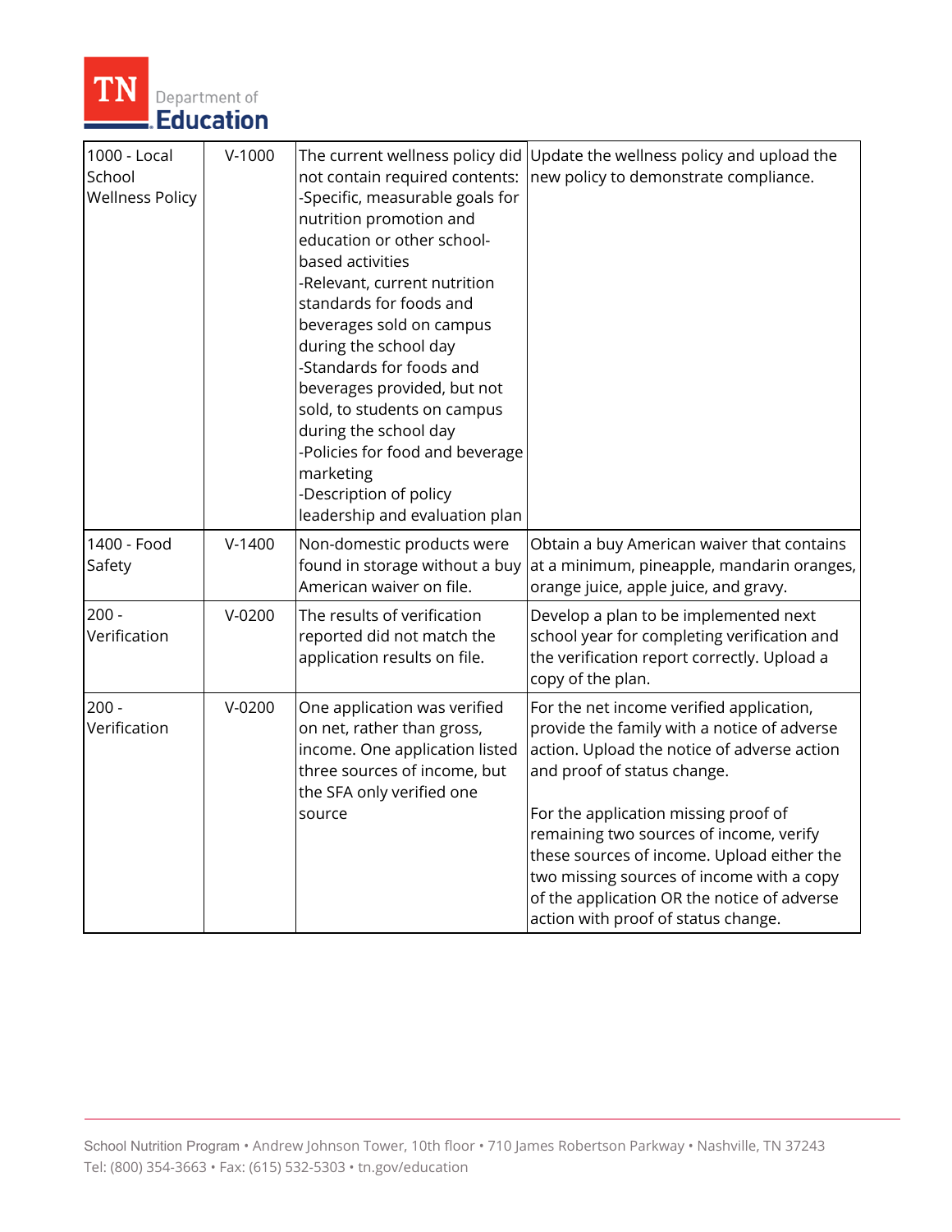| 1000 - Local School Wellness Policy | V-1000 | The current wellness policy did not contain required contents:<br>-Specific, measurable goals for nutrition promotion and education or other school-based activities<br>-Relevant, current nutrition standards for foods and beverages sold on campus during the school day<br>-Standards for foods and beverages provided, but not sold, to students on campus during the school day<br>-Policies for food and beverage marketing<br>-Description of policy leadership and evaluation plan | Update the wellness policy and upload the new policy to demonstrate compliance. |
|---|---|---|---|
| 1400 - Food Safety | V-1400 | Non-domestic products were found in storage without a buy American waiver on file. | Obtain a buy American waiver that contains at a minimum, pineapple, mandarin oranges, orange juice, apple juice, and gravy. |
| 200 - Verification | V-0200 | The results of verification reported did not match the application results on file. | Develop a plan to be implemented next school year for completing verification and the verification report correctly. Upload a copy of the plan. |
| 200 - Verification | V-0200 | One application was verified on net, rather than gross, income. One application listed three sources of income, but the SFA only verified one source | For the net income verified application, provide the family with a notice of adverse action. Upload the notice of adverse action and proof of status change.<br><br>For the application missing proof of remaining two sources of income, verify these sources of income. Upload either the two missing sources of income with a copy of the application OR the notice of adverse action with proof of status change. |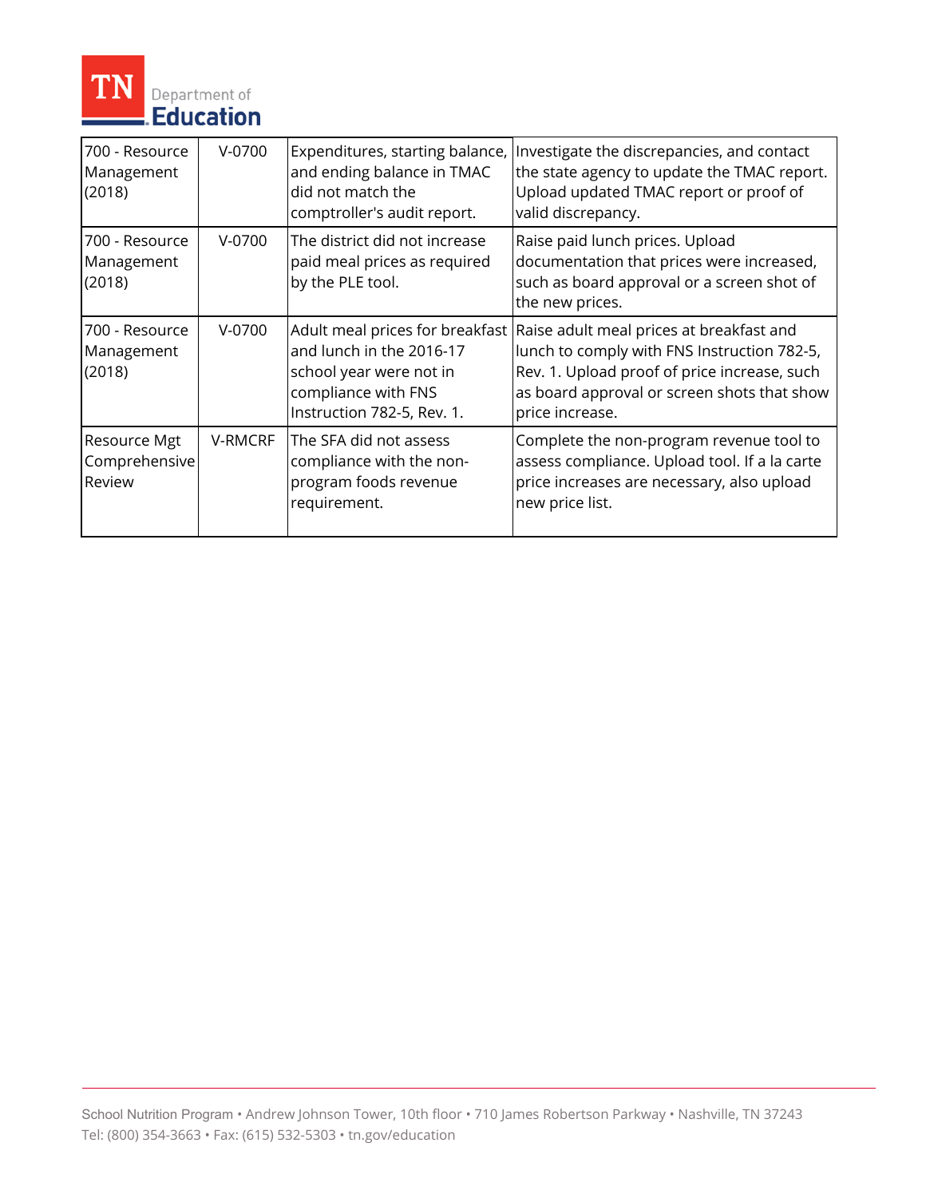| 700 - Resource Management (2018) | V-0700 | Expenditures, starting balance, and ending balance in TMAC did not match the comptroller's audit report. | Investigate the discrepancies, and contact the state agency to update the TMAC report. Upload updated TMAC report or proof of valid discrepancy. |
|---|---|---|---|
| 700 - Resource Management (2018) | V-0700 | The district did not increase paid meal prices as required by the PLE tool. | Raise paid lunch prices. Upload documentation that prices were increased, such as board approval or a screen shot of the new prices. |
| 700 - Resource Management (2018) | V-0700 | Adult meal prices for breakfast and lunch in the 2016-17 school year were not in compliance with FNS Instruction 782-5, Rev. 1. | Raise adult meal prices at breakfast and lunch to comply with FNS Instruction 782-5, Rev. 1. Upload proof of price increase, such as board approval or screen shots that show price increase. |
| Resource Mgt Comprehensive Review | V-RMCRF | The SFA did not assess compliance with the non-program foods revenue requirement. | Complete the non-program revenue tool to assess compliance. Upload tool. If a la carte price increases are necessary, also upload new price list. |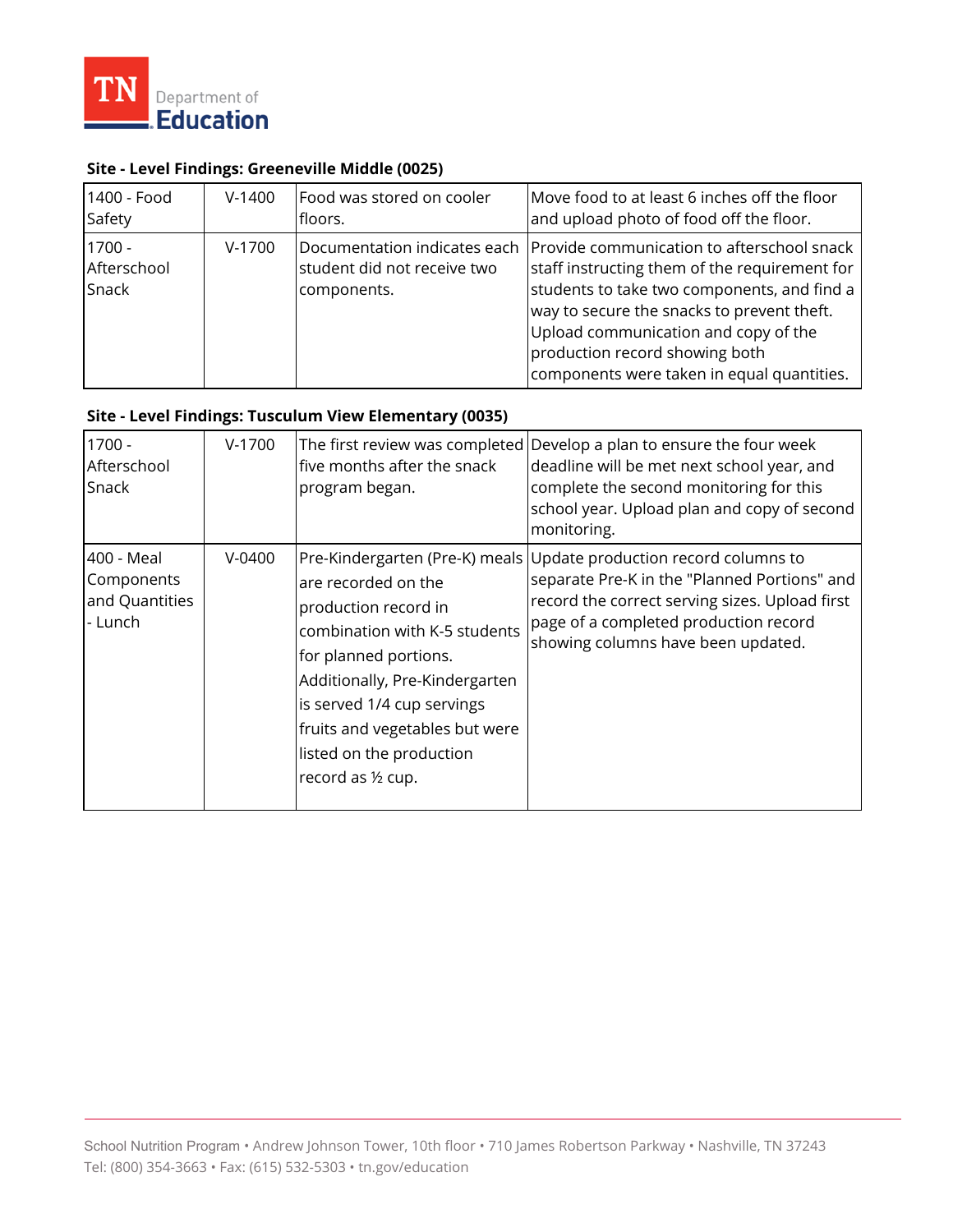### Site - Level Findings: Greeneville Middle (0025)

| | | | |
|---|---|---|---|
| 1400 - Food Safety | V-1400 | Food was stored on cooler floors. | Move food to at least 6 inches off the floor and upload photo of food off the floor. |
| 1700 - Afterschool Snack | V-1700 | Documentation indicates each student did not receive two components. | Provide communication to afterschool snack staff instructing them of the requirement for students to take two components, and find a way to secure the snacks to prevent theft. Upload communication and copy of the production record showing both components were taken in equal quantities. |

### Site - Level Findings: Tusculum View Elementary (0035)

| | | | |
|---|---|---|---|
| 1700 - Afterschool Snack | V-1700 | The first review was completed five months after the snack program began. | Develop a plan to ensure the four week deadline will be met next school year, and complete the second monitoring for this school year. Upload plan and copy of second monitoring. |
| 400 - Meal Components and Quantities - Lunch | V-0400 | Pre-Kindergarten (Pre-K) meals are recorded on the production record in combination with K-5 students for planned portions. Additionally, Pre-Kindergarten is served 1/4 cup servings fruits and vegetables but were listed on the production record as ½ cup. | Update production record columns to separate Pre-K in the "Planned Portions" and record the correct serving sizes. Upload first page of a completed production record showing columns have been updated. |